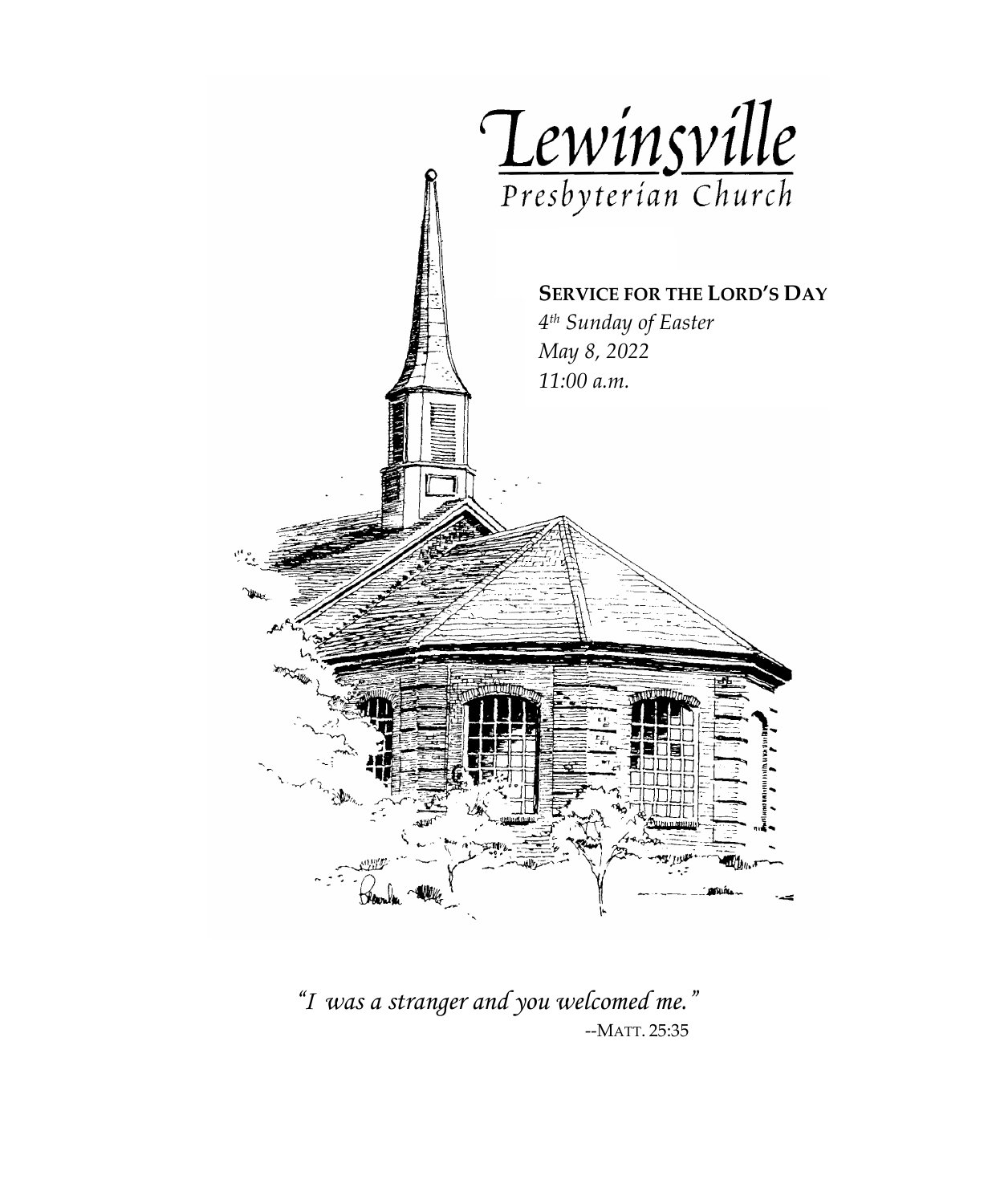# Lewinsville

## Presbyterian Church

**SERVICE FOR THE LORD'S DAY**

*4th Sunday of Easter*

*May 8, 2022*

*11:00 a.m.*

*"I was a stranger and you welcomed me."*

--MATT. 25:35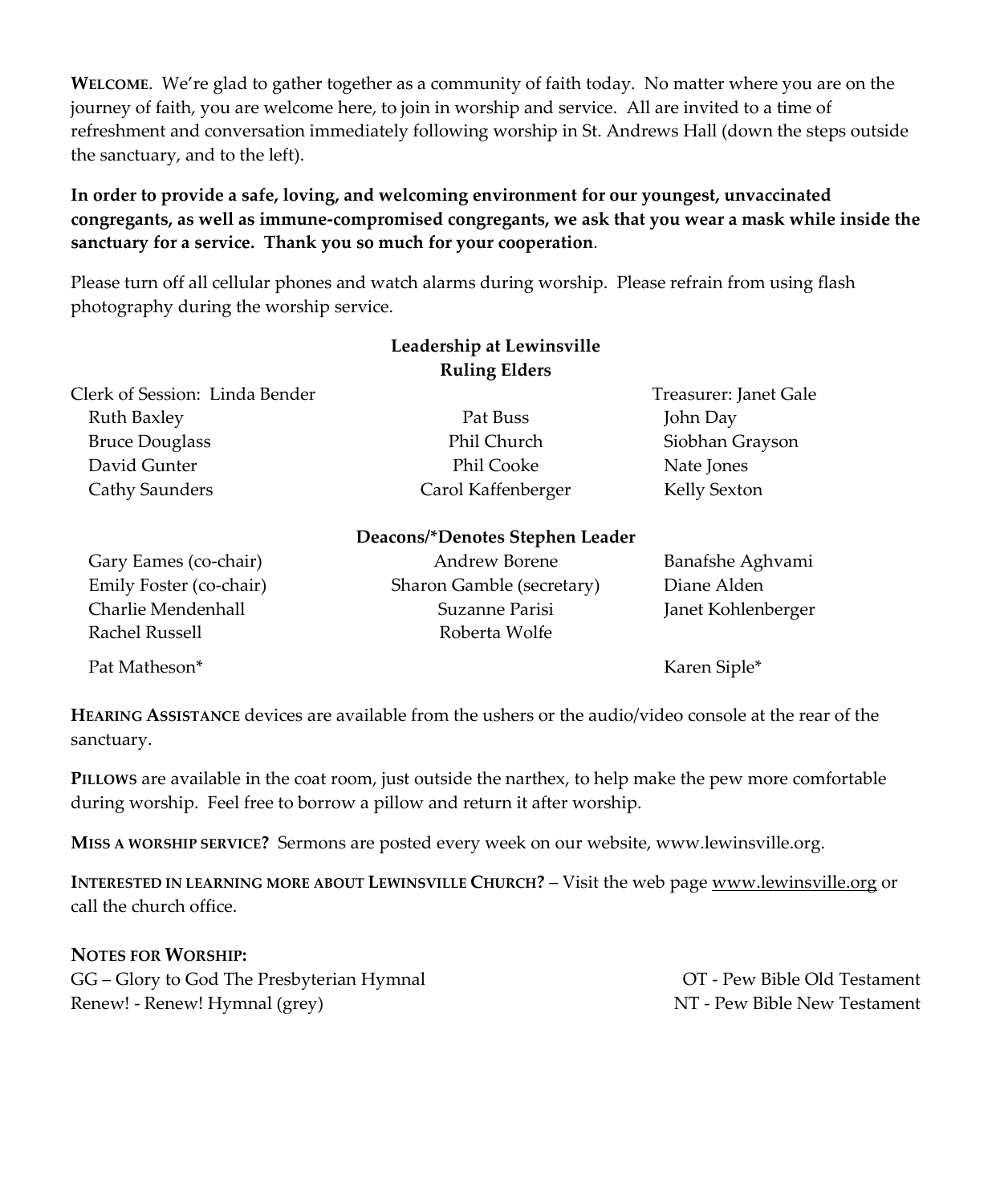**WELCOME**. We're glad to gather together as a community of faith today. No matter where you are on the journey of faith, you are welcome here, to join in worship and service. All are invited to a time of refreshment and conversation immediately following worship in St. Andrews Hall (down the steps outside the sanctuary, and to the left).

**In order to provide a safe, loving, and welcoming environment for our youngest, unvaccinated congregants, as well as immune-compromised congregants, we ask that you wear a mask while inside the sanctuary for a service. Thank you so much for your cooperation**.

Please turn off all cellular phones and watch alarms during worship. Please refrain from using flash photography during the worship service.

**Leadership at Lewinsville**

**Ruling Elders**

Clerk of Session: Linda Bender

Treasurer: Janet Gale

| | | |
|---|---|---|
| Ruth Baxley | Pat Buss | John Day |
| Bruce Douglass | Phil Church | Siobhan Grayson |
| David Gunter | Phil Cooke | Nate Jones |
| Cathy Saunders | Carol Kaffenberger | Kelly Sexton |

**Deacons/*Denotes Stephen Leader**

| | | |
|---|---|---|
| Gary Eames (co-chair) | Andrew Borene | Banafshe Aghvami |
| Emily Foster (co-chair) | Sharon Gamble (secretary) | Diane Alden |
| Charlie Mendenhall | Suzanne Parisi | Janet Kohlenberger |
| Rachel Russell | Roberta Wolfe | |
| Pat Matheson* | | Karen Siple* |

**HEARING ASSISTANCE** devices are available from the ushers or the audio/video console at the rear of the sanctuary.

**PILLOWS** are available in the coat room, just outside the narthex, to help make the pew more comfortable during worship. Feel free to borrow a pillow and return it after worship.

**MISS A WORSHIP SERVICE?** Sermons are posted every week on our website, www.lewinsville.org.

**INTERESTED IN LEARNING MORE ABOUT LEWINSVILLE CHURCH?** – Visit the web page www.lewinsville.org or call the church office.

**NOTES FOR WORSHIP:**

GG – Glory to God The Presbyterian Hymnal

Renew! - Renew! Hymnal (grey)

OT - Pew Bible Old Testament

NT - Pew Bible New Testament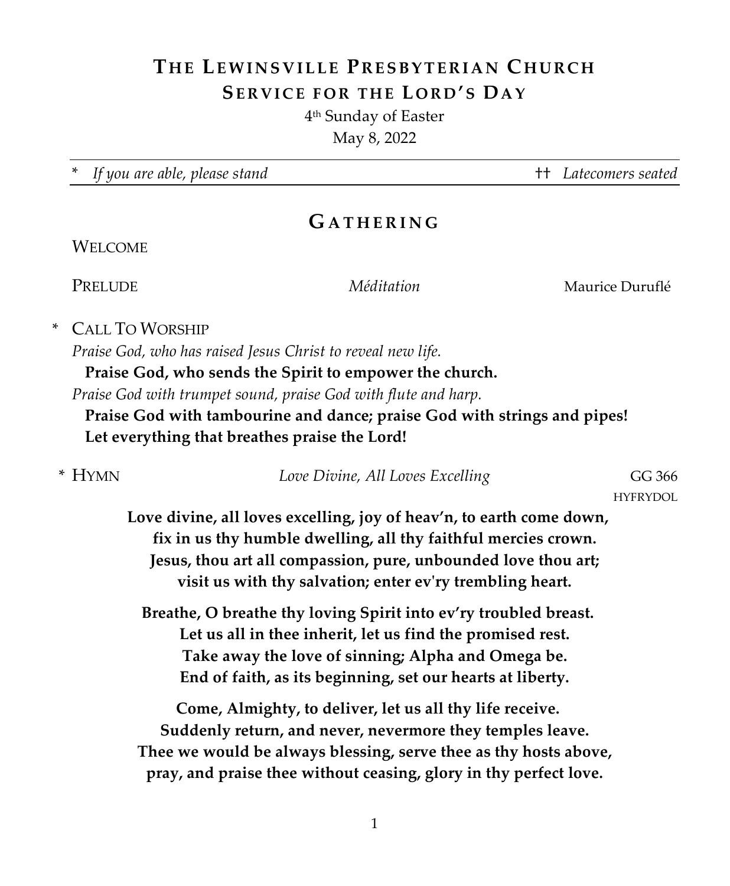# The Lewinsville Presbyterian Church

## Service for the Lord's Day

4th Sunday of Easter
May 8, 2022

\* *If you are able, please stand* †† *Latecomers seated*

## Gathering

Welcome

Prelude *Méditation* Maurice Duruflé

\* Call To Worship

*Praise God, who has raised Jesus Christ to reveal new life.*

**Praise God, who sends the Spirit to empower the church.**

*Praise God with trumpet sound, praise God with flute and harp.*

**Praise God with tambourine and dance; praise God with strings and pipes!**
**Let everything that breathes praise the Lord!**

\* Hymn *Love Divine, All Loves Excelling* GG 366
HYFRYDOL

**Love divine, all loves excelling, joy of heav'n, to earth come down,**
**fix in us thy humble dwelling, all thy faithful mercies crown.**
**Jesus, thou art all compassion, pure, unbounded love thou art;**
**visit us with thy salvation; enter ev'ry trembling heart.**

**Breathe, O breathe thy loving Spirit into ev'ry troubled breast.**
**Let us all in thee inherit, let us find the promised rest.**
**Take away the love of sinning; Alpha and Omega be.**
**End of faith, as its beginning, set our hearts at liberty.**

**Come, Almighty, to deliver, let us all thy life receive.**
**Suddenly return, and never, nevermore they temples leave.**
**Thee we would be always blessing, serve thee as thy hosts above,**
**pray, and praise thee without ceasing, glory in thy perfect love.**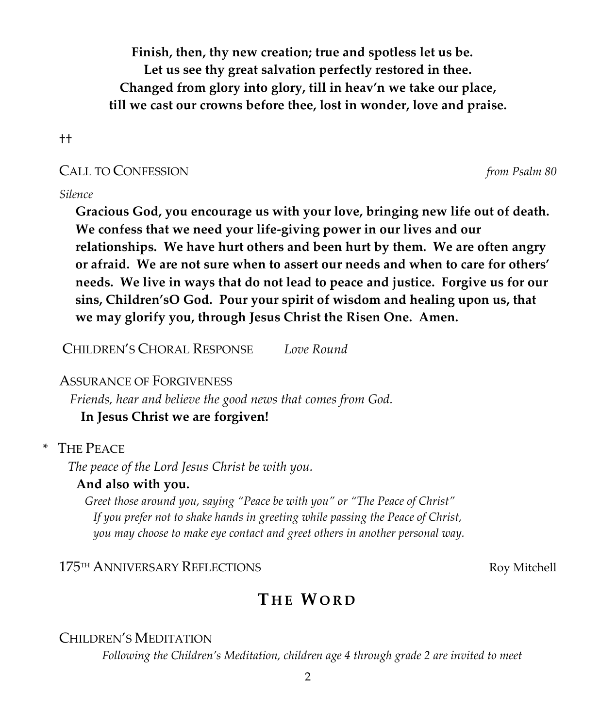**Finish, then, thy new creation; true and spotless let us be.**
**Let us see thy great salvation perfectly restored in thee.**
**Changed from glory into glory, till in heav'n we take our place,**
**till we cast our crowns before thee, lost in wonder, love and praise.**

††

CALL TO CONFESSION *from Psalm 80*

*Silence*

**Gracious God, you encourage us with your love, bringing new life out of death. We confess that we need your life-giving power in our lives and our relationships. We have hurt others and been hurt by them. We are often angry or afraid. We are not sure when to assert our needs and when to care for others' needs. We live in ways that do not lead to peace and justice. Forgive us for our sins, Children'sO God. Pour your spirit of wisdom and healing upon us, that we may glorify you, through Jesus Christ the Risen One. Amen.**

CHILDREN'S CHORAL RESPONSE *Love Round*

ASSURANCE OF FORGIVENESS

*Friends, hear and believe the good news that comes from God.*

**In Jesus Christ we are forgiven!**

\* THE PEACE

*The peace of the Lord Jesus Christ be with you.*

**And also with you.**

*Greet those around you, saying "Peace be with you" or "The Peace of Christ"*
*If you prefer not to shake hands in greeting while passing the Peace of Christ, you may choose to make eye contact and greet others in another personal way.*

175TH ANNIVERSARY REFLECTIONS Roy Mitchell

## THE WORD

CHILDREN'S MEDITATION

*Following the Children's Meditation, children age 4 through grade 2 are invited to meet*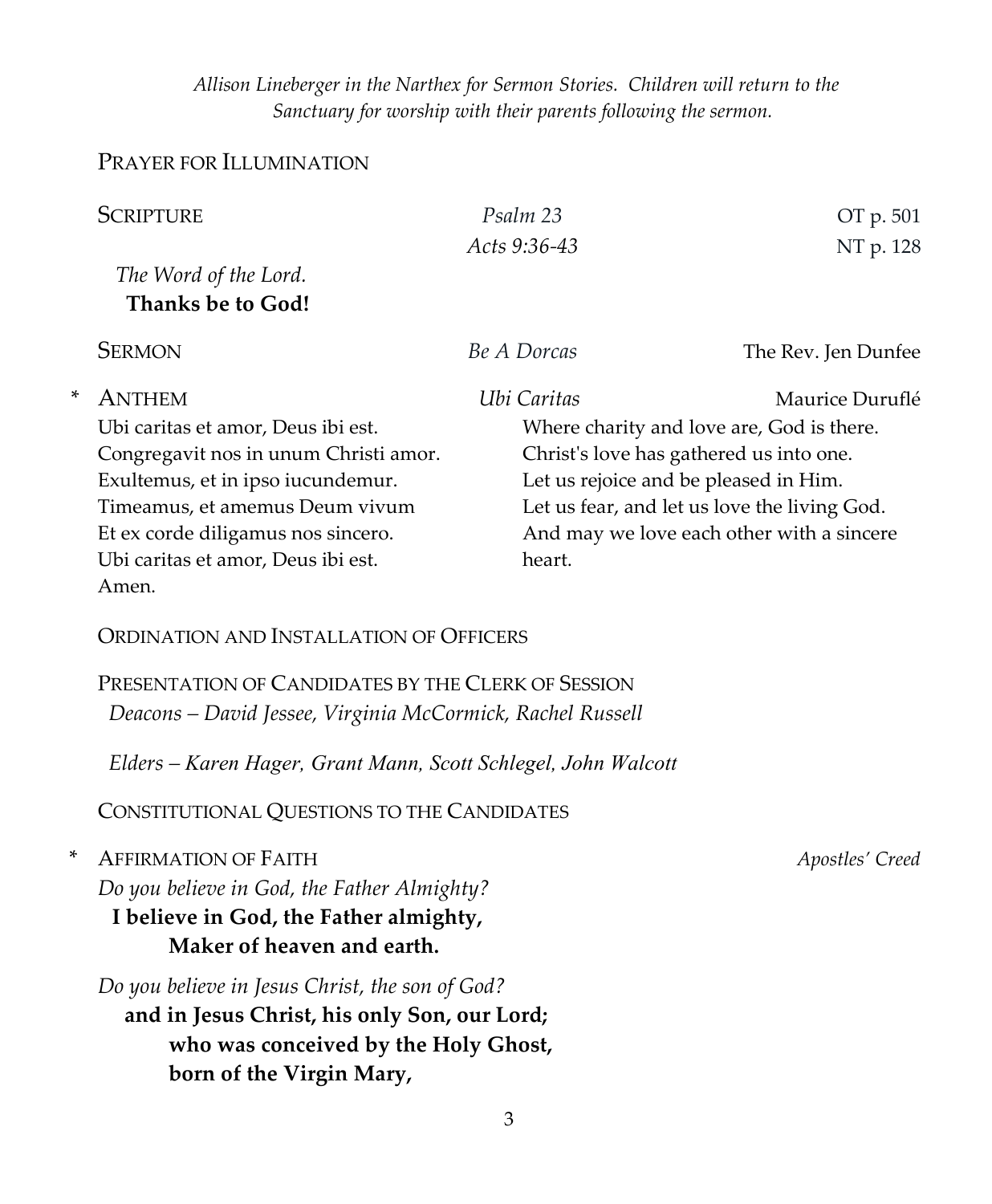*Allison Lineberger in the Narthex for Sermon Stories. Children will return to the Sanctuary for worship with their parents following the sermon.*

PRAYER FOR ILLUMINATION

SCRIPTURE *Psalm 23* OT p. 501
*Acts 9:36-43* NT p. 128

*The Word of the Lord.*
**Thanks be to God!**

SERMON *Be A Dorcas* The Rev. Jen Dunfee

\* ANTHEM *Ubi Caritas* Maurice Duruflé

Ubi caritas et amor, Deus ibi est.
Congregavit nos in unum Christi amor.
Exultemus, et in ipso iucundemur.
Timeamus, et amemus Deum vivum
Et ex corde diligamus nos sincero.
Ubi caritas et amor, Deus ibi est.
Amen.

Where charity and love are, God is there.
Christ's love has gathered us into one.
Let us rejoice and be pleased in Him.
Let us fear, and let us love the living God.
And may we love each other with a sincere heart.

ORDINATION AND INSTALLATION OF OFFICERS

PRESENTATION OF CANDIDATES BY THE CLERK OF SESSION
*Deacons – David Jessee, Virginia McCormick, Rachel Russell*

*Elders – Karen Hager, Grant Mann, Scott Schlegel, John Walcott*

CONSTITUTIONAL QUESTIONS TO THE CANDIDATES

\* AFFIRMATION OF FAITH *Apostles' Creed*

*Do you believe in God, the Father Almighty?*
**I believe in God, the Father almighty,**
**Maker of heaven and earth.**

*Do you believe in Jesus Christ, the son of God?*
**and in Jesus Christ, his only Son, our Lord;**
**who was conceived by the Holy Ghost,**
**born of the Virgin Mary,**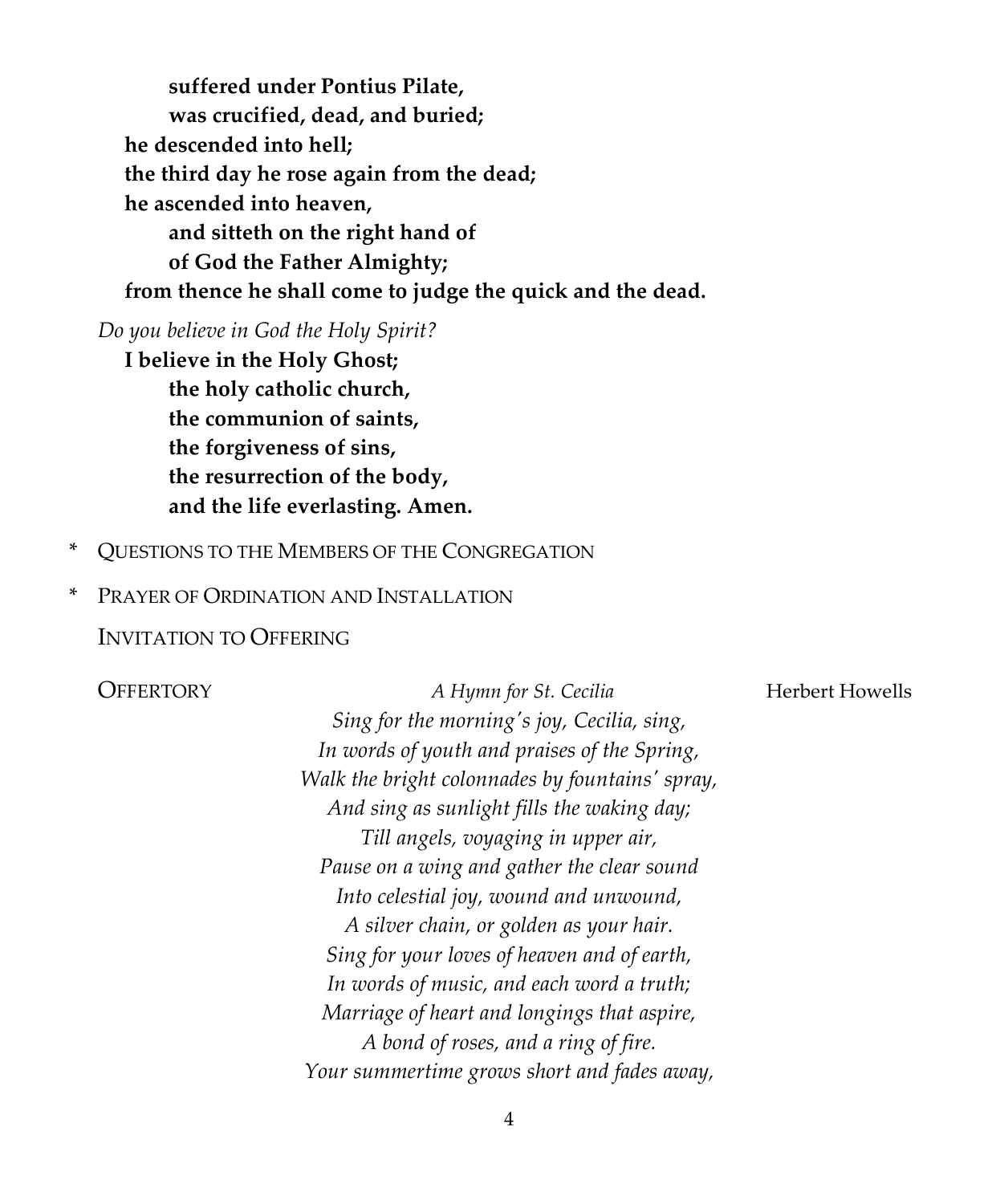**suffered under Pontius Pilate,**
**was crucified, dead, and buried;**
**he descended into hell;**
**the third day he rose again from the dead;**
**he ascended into heaven,**
**and sitteth on the right hand of**
**of God the Father Almighty;**
**from thence he shall come to judge the quick and the dead.**

*Do you believe in God the Holy Spirit?*

**I believe in the Holy Ghost;**
**the holy catholic church,**
**the communion of saints,**
**the forgiveness of sins,**
**the resurrection of the body,**
**and the life everlasting. Amen.**

\* QUESTIONS TO THE MEMBERS OF THE CONGREGATION

\* PRAYER OF ORDINATION AND INSTALLATION

INVITATION TO OFFERING

OFFERTORY *A Hymn for St. Cecilia* Herbert Howells

*Sing for the morning's joy, Cecilia, sing,*
*In words of youth and praises of the Spring,*
*Walk the bright colonnades by fountains' spray,*
*And sing as sunlight fills the waking day;*
*Till angels, voyaging in upper air,*
*Pause on a wing and gather the clear sound*
*Into celestial joy, wound and unwound,*
*A silver chain, or golden as your hair.*
*Sing for your loves of heaven and of earth,*
*In words of music, and each word a truth;*
*Marriage of heart and longings that aspire,*
*A bond of roses, and a ring of fire.*
*Your summertime grows short and fades away,*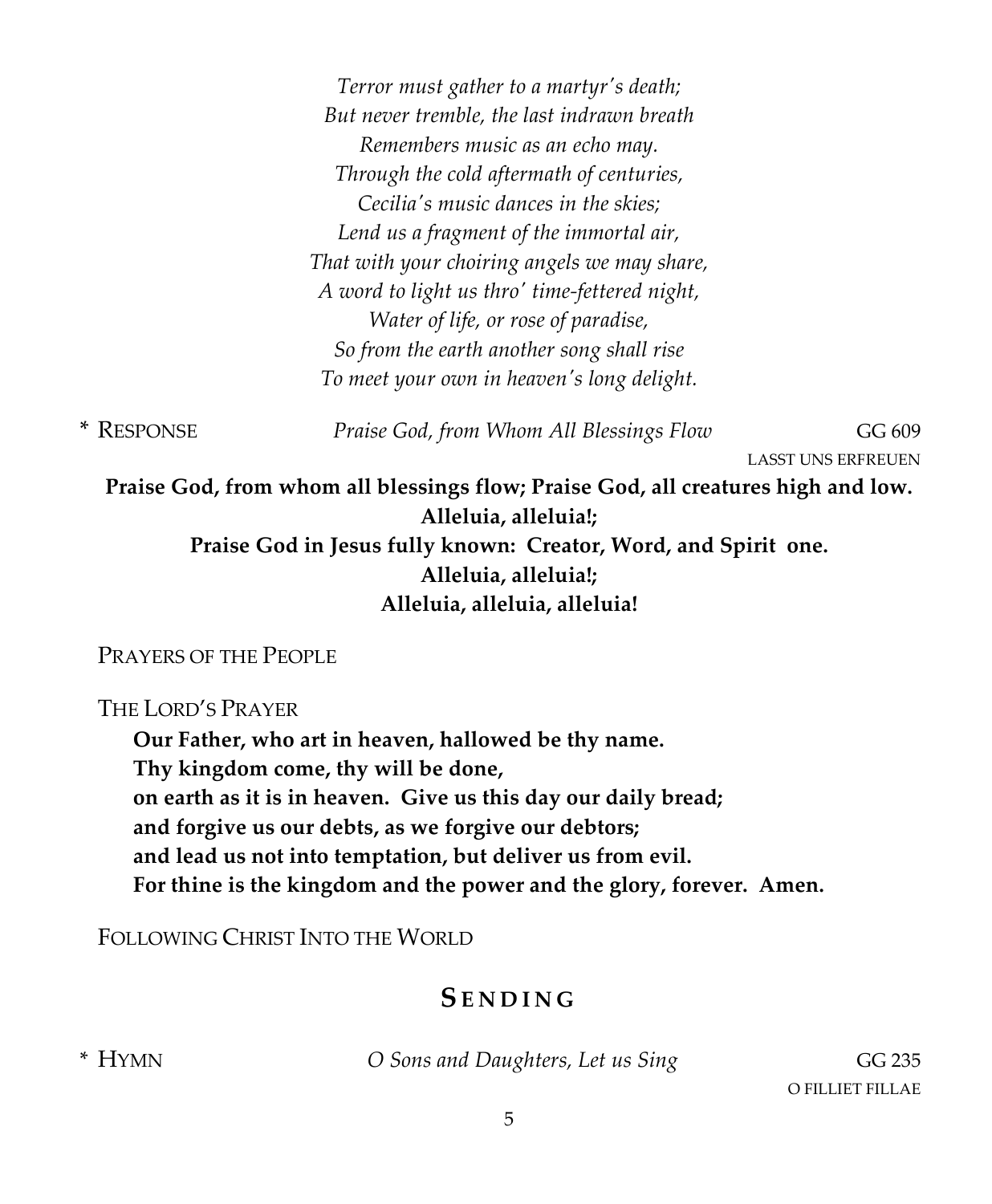*Terror must gather to a martyr's death;*
*But never tremble, the last indrawn breath*
*Remembers music as an echo may.*
*Through the cold aftermath of centuries,*
*Cecilia's music dances in the skies;*
*Lend us a fragment of the immortal air,*
*That with your choiring angels we may share,*
*A word to light us thro' time-fettered night,*
*Water of life, or rose of paradise,*
*So from the earth another song shall rise*
*To meet your own in heaven's long delight.*

\* RESPONSE *Praise God, from Whom All Blessings Flow* GG 609
LASST UNS ERFREUEN

**Praise God, from whom all blessings flow; Praise God, all creatures high and low.**
**Alleluia, alleluia!;**
**Praise God in Jesus fully known: Creator, Word, and Spirit one.**
**Alleluia, alleluia!;**
**Alleluia, alleluia, alleluia!**

PRAYERS OF THE PEOPLE

THE LORD'S PRAYER

**Our Father, who art in heaven, hallowed be thy name.**
**Thy kingdom come, thy will be done,**
**on earth as it is in heaven. Give us this day our daily bread;**
**and forgive us our debts, as we forgive our debtors;**
**and lead us not into temptation, but deliver us from evil.**
**For thine is the kingdom and the power and the glory, forever. Amen.**

FOLLOWING CHRIST INTO THE WORLD

## SENDING

\* HYMN *O Sons and Daughters, Let us Sing* GG 235
O FILLIET FILLAE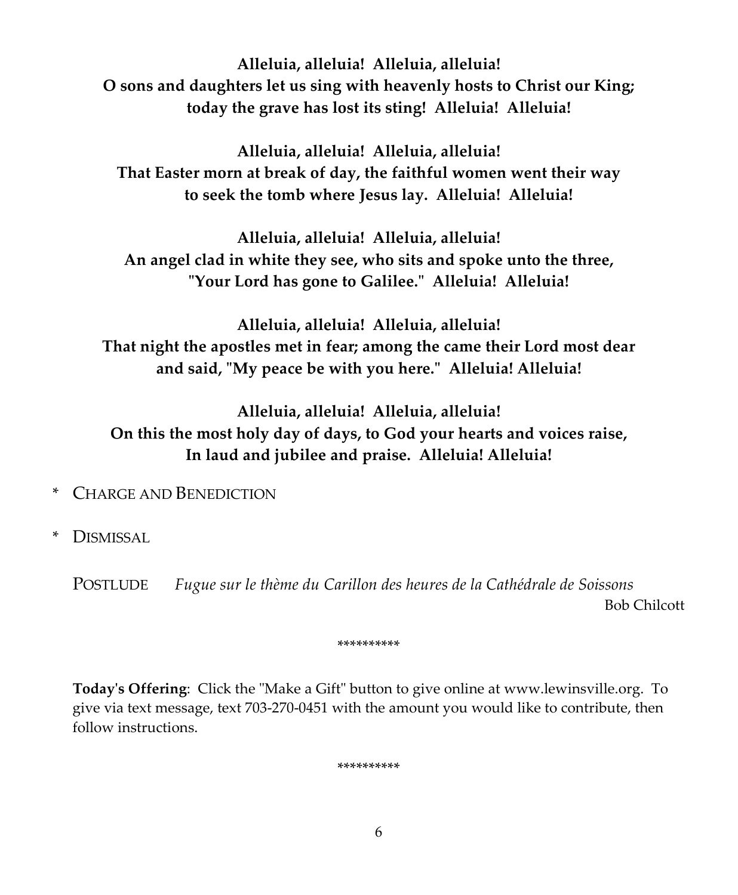**Alleluia, alleluia! Alleluia, alleluia!**
**O sons and daughters let us sing with heavenly hosts to Christ our King;**
**today the grave has lost its sting! Alleluia! Alleluia!**

**Alleluia, alleluia! Alleluia, alleluia!**
**That Easter morn at break of day, the faithful women went their way**
**to seek the tomb where Jesus lay. Alleluia! Alleluia!**

**Alleluia, alleluia! Alleluia, alleluia!**
**An angel clad in white they see, who sits and spoke unto the three,**
**"Your Lord has gone to Galilee." Alleluia! Alleluia!**

**Alleluia, alleluia! Alleluia, alleluia!**
**That night the apostles met in fear; among the came their Lord most dear**
**and said, "My peace be with you here." Alleluia! Alleluia!**

**Alleluia, alleluia! Alleluia, alleluia!**
**On this the most holy day of days, to God your hearts and voices raise,**
**In laud and jubilee and praise. Alleluia! Alleluia!**

\* CHARGE AND BENEDICTION

\* DISMISSAL

POSTLUDE *Fugue sur le thème du Carillon des heures de la Cathédrale de Soissons*
Bob Chilcott

\*\*\*\*\*\*\*\*\*\*

**Today's Offering**: Click the "Make a Gift" button to give online at www.lewinsville.org. To give via text message, text 703-270-0451 with the amount you would like to contribute, then follow instructions.

\*\*\*\*\*\*\*\*\*\*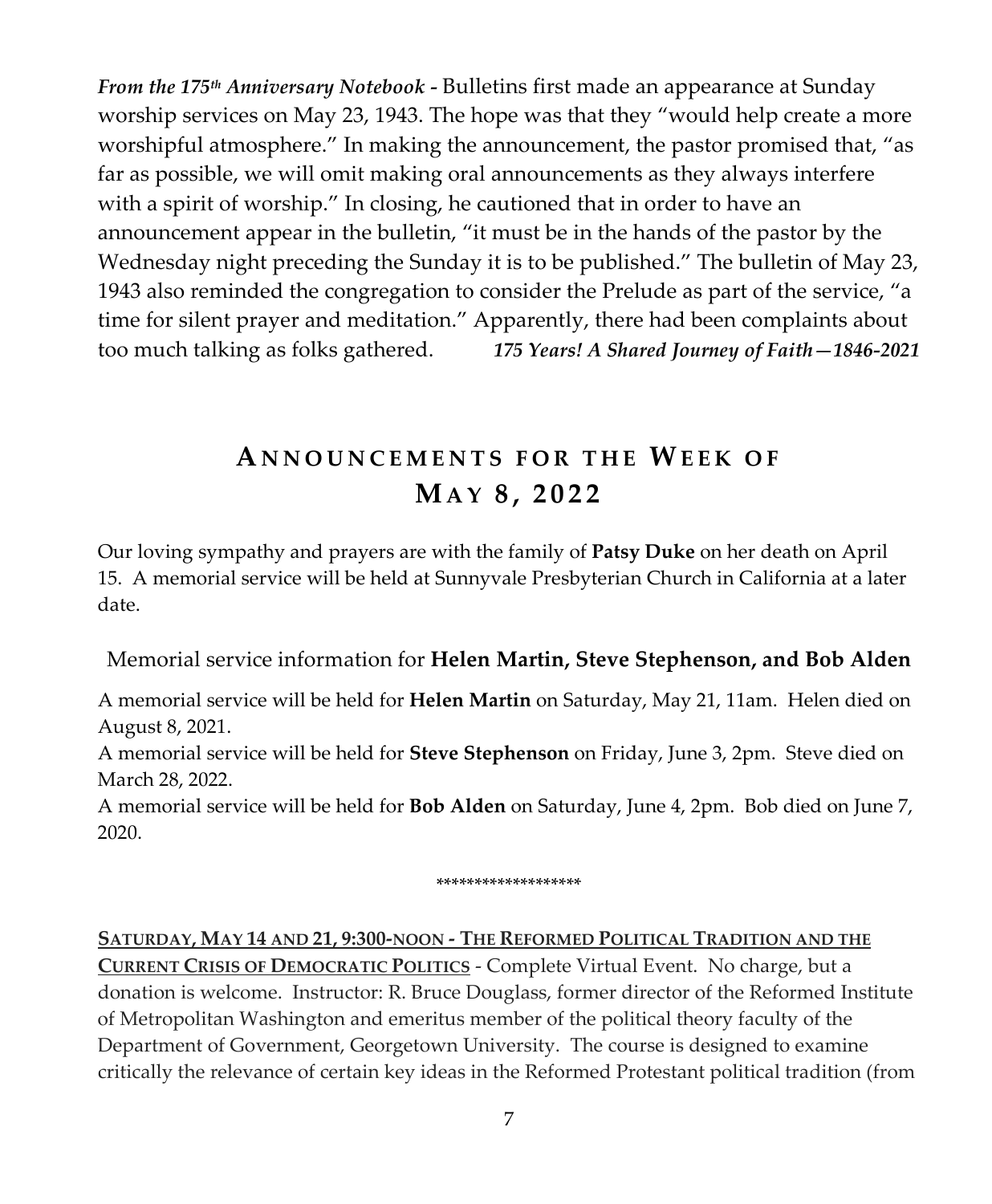***From the 175th Anniversary Notebook*** **-** Bulletins first made an appearance at Sunday worship services on May 23, 1943. The hope was that they "would help create a more worshipful atmosphere." In making the announcement, the pastor promised that, "as far as possible, we will omit making oral announcements as they always interfere with a spirit of worship." In closing, he cautioned that in order to have an announcement appear in the bulletin, "it must be in the hands of the pastor by the Wednesday night preceding the Sunday it is to be published." The bulletin of May 23, 1943 also reminded the congregation to consider the Prelude as part of the service, "a time for silent prayer and meditation." Apparently, there had been complaints about too much talking as folks gathered. ***175 Years! A Shared Journey of Faith—1846-2021***

## ANNOUNCEMENTS FOR THE WEEK OF MAY 8, 2022

Our loving sympathy and prayers are with the family of **Patsy Duke** on her death on April 15. A memorial service will be held at Sunnyvale Presbyterian Church in California at a later date.

Memorial service information for **Helen Martin, Steve Stephenson, and Bob Alden**

A memorial service will be held for **Helen Martin** on Saturday, May 21, 11am. Helen died on August 8, 2021.
A memorial service will be held for **Steve Stephenson** on Friday, June 3, 2pm. Steve died on March 28, 2022.
A memorial service will be held for **Bob Alden** on Saturday, June 4, 2pm. Bob died on June 7, 2020.

******************

**SATURDAY, MAY 14 AND 21, 9:300-NOON - THE REFORMED POLITICAL TRADITION AND THE CURRENT CRISIS OF DEMOCRATIC POLITICS** - Complete Virtual Event. No charge, but a donation is welcome. Instructor: R. Bruce Douglass, former director of the Reformed Institute of Metropolitan Washington and emeritus member of the political theory faculty of the Department of Government, Georgetown University. The course is designed to examine critically the relevance of certain key ideas in the Reformed Protestant political tradition (from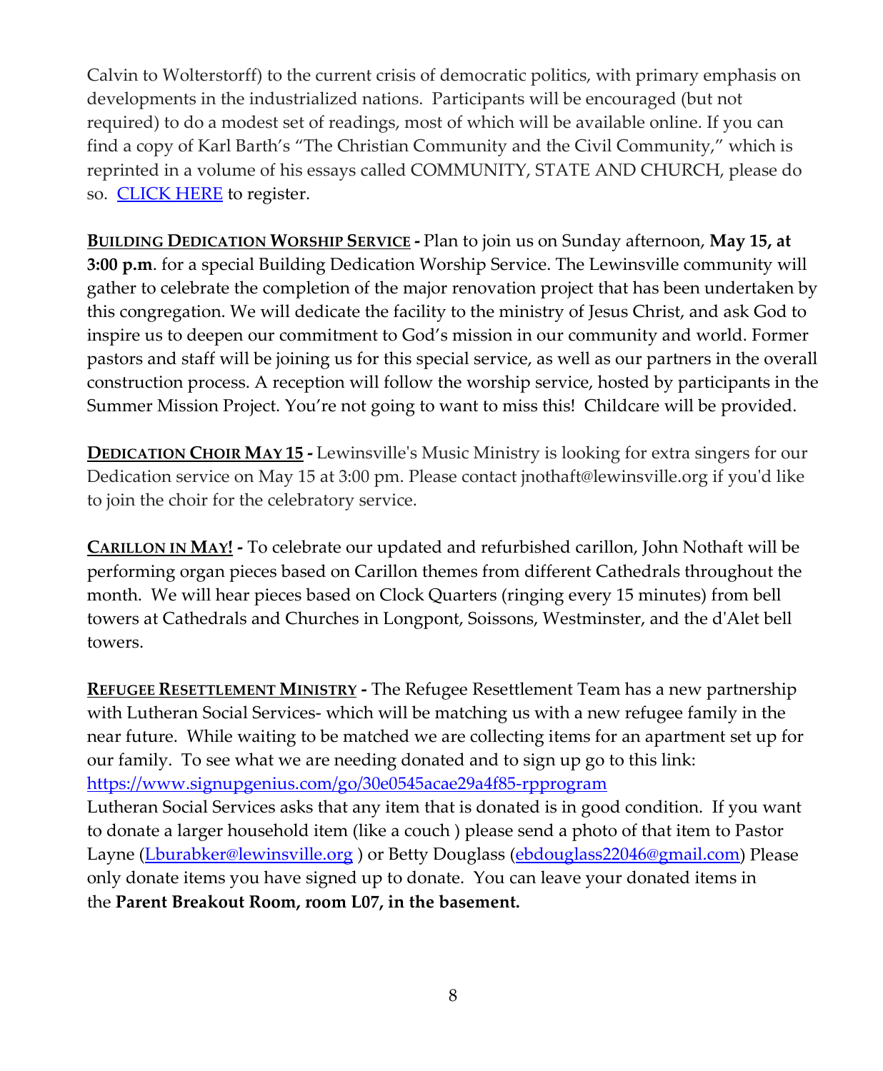Calvin to Wolterstorff) to the current crisis of democratic politics, with primary emphasis on developments in the industrialized nations. Participants will be encouraged (but not required) to do a modest set of readings, most of which will be available online. If you can find a copy of Karl Barth's "The Christian Community and the Civil Community," which is reprinted in a volume of his essays called COMMUNITY, STATE AND CHURCH, please do so. CLICK HERE to register.

**BUILDING DEDICATION WORSHIP SERVICE -** Plan to join us on Sunday afternoon, **May 15, at 3:00 p.m**. for a special Building Dedication Worship Service. The Lewinsville community will gather to celebrate the completion of the major renovation project that has been undertaken by this congregation. We will dedicate the facility to the ministry of Jesus Christ, and ask God to inspire us to deepen our commitment to God's mission in our community and world. Former pastors and staff will be joining us for this special service, as well as our partners in the overall construction process. A reception will follow the worship service, hosted by participants in the Summer Mission Project. You're not going to want to miss this! Childcare will be provided.

**DEDICATION CHOIR MAY 15 -** Lewinsville's Music Ministry is looking for extra singers for our Dedication service on May 15 at 3:00 pm. Please contact jnothaft@lewinsville.org if you'd like to join the choir for the celebratory service.

**CARILLON IN MAY! -** To celebrate our updated and refurbished carillon, John Nothaft will be performing organ pieces based on Carillon themes from different Cathedrals throughout the month. We will hear pieces based on Clock Quarters (ringing every 15 minutes) from bell towers at Cathedrals and Churches in Longpont, Soissons, Westminster, and the d'Alet bell towers.

**REFUGEE RESETTLEMENT MINISTRY -** The Refugee Resettlement Team has a new partnership with Lutheran Social Services- which will be matching us with a new refugee family in the near future. While waiting to be matched we are collecting items for an apartment set up for our family. To see what we are needing donated and to sign up go to this link: https://www.signupgenius.com/go/30e0545acae29a4f85-rpprogram
Lutheran Social Services asks that any item that is donated is in good condition. If you want to donate a larger household item (like a couch ) please send a photo of that item to Pastor Layne (Lburabker@lewinsville.org ) or Betty Douglass (ebdouglass22046@gmail.com) Please only donate items you have signed up to donate. You can leave your donated items in the **Parent Breakout Room, room L07, in the basement.**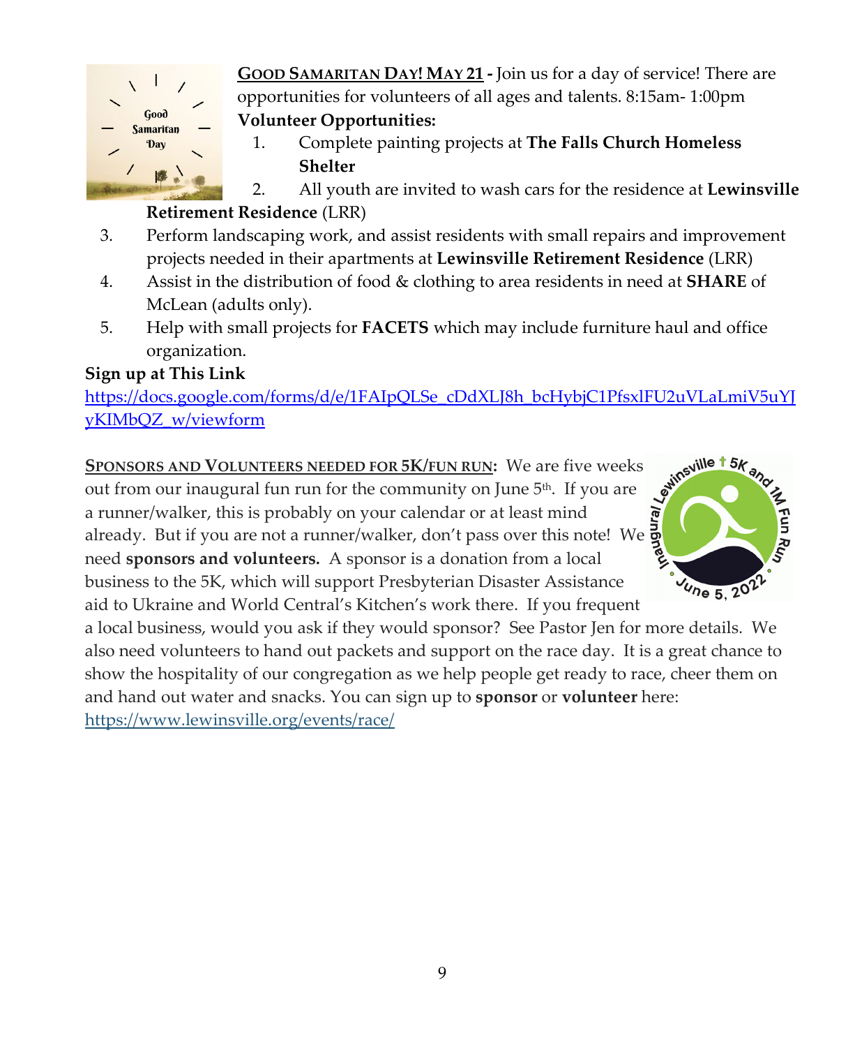**GOOD SAMARITAN DAY! MAY 21 -** Join us for a day of service! There are opportunities for volunteers of all ages and talents. 8:15am- 1:00pm

**Volunteer Opportunities:**

1. Complete painting projects at **The Falls Church Homeless Shelter**
2. All youth are invited to wash cars for the residence at **Lewinsville Retirement Residence** (LRR)
3. Perform landscaping work, and assist residents with small repairs and improvement projects needed in their apartments at **Lewinsville Retirement Residence** (LRR)
4. Assist in the distribution of food & clothing to area residents in need at **SHARE** of McLean (adults only).
5. Help with small projects for **FACETS** which may include furniture haul and office organization.

**Sign up at This Link**

https://docs.google.com/forms/d/e/1FAIpQLSe_cDdXLJ8h_bcHybjC1PfsxlFU2uVLaLmiV5uYJyKIMbQZ_w/viewform

**SPONSORS AND VOLUNTEERS NEEDED FOR 5K/FUN RUN:** We are five weeks out from our inaugural fun run for the community on June 5th. If you are a runner/walker, this is probably on your calendar or at least mind already. But if you are not a runner/walker, don't pass over this note! We need **sponsors and volunteers.** A sponsor is a donation from a local business to the 5K, which will support Presbyterian Disaster Assistance aid to Ukraine and World Central's Kitchen's work there. If you frequent a local business, would you ask if they would sponsor? See Pastor Jen for more details. We also need volunteers to hand out packets and support on the race day. It is a great chance to show the hospitality of our congregation as we help people get ready to race, cheer them on and hand out water and snacks. You can sign up to **sponsor** or **volunteer** here: https://www.lewinsville.org/events/race/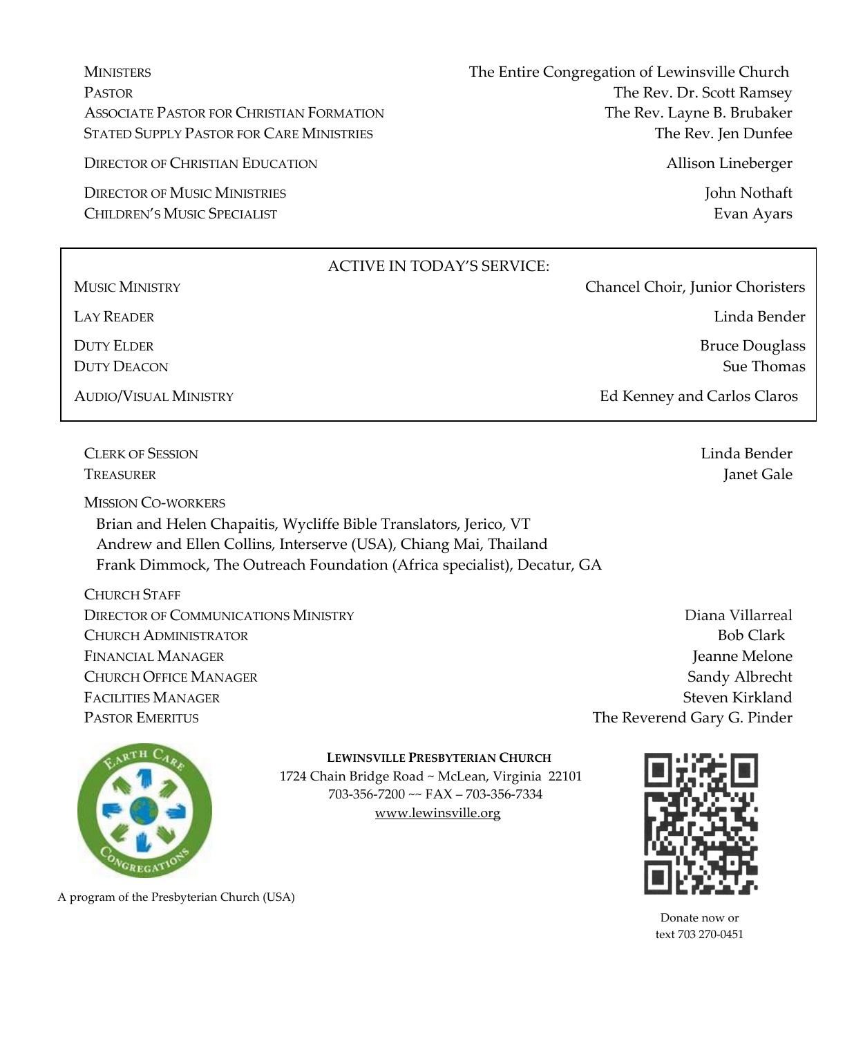| | |
|---|---|
| MINISTERS | The Entire Congregation of Lewinsville Church |
| PASTOR | The Rev. Dr. Scott Ramsey |
| ASSOCIATE PASTOR FOR CHRISTIAN FORMATION | The Rev. Layne B. Brubaker |
| STATED SUPPLY PASTOR FOR CARE MINISTRIES | The Rev. Jen Dunfee |
| DIRECTOR OF CHRISTIAN EDUCATION | Allison Lineberger |
| DIRECTOR OF MUSIC MINISTRIES | John Nothaft |
| CHILDREN'S MUSIC SPECIALIST | Evan Ayars |

ACTIVE IN TODAY'S SERVICE:

| | |
|---|---|
| MUSIC MINISTRY | Chancel Choir, Junior Choristers |
| LAY READER | Linda Bender |
| DUTY ELDER | Bruce Douglass |
| DUTY DEACON | Sue Thomas |
| AUDIO/VISUAL MINISTRY | Ed Kenney and Carlos Claros |

| | |
|---|---|
| CLERK OF SESSION | Linda Bender |
| TREASURER | Janet Gale |

MISSION CO-WORKERS

Brian and Helen Chapaitis, Wycliffe Bible Translators, Jerico, VT
Andrew and Ellen Collins, Interserve (USA), Chiang Mai, Thailand
Frank Dimmock, The Outreach Foundation (Africa specialist), Decatur, GA

CHURCH STAFF

| | |
|---|---|
| DIRECTOR OF COMMUNICATIONS MINISTRY | Diana Villarreal |
| CHURCH ADMINISTRATOR | Bob Clark |
| FINANCIAL MANAGER | Jeanne Melone |
| CHURCH OFFICE MANAGER | Sandy Albrecht |
| FACILITIES MANAGER | Steven Kirkland |
| PASTOR EMERITUS | The Reverend Gary G. Pinder |

EARTH CARE CONGREGATIONS

A program of the Presbyterian Church (USA)

**LEWINSVILLE PRESBYTERIAN CHURCH**
1724 Chain Bridge Road ~ McLean, Virginia 22101
703-356-7200 ~~ FAX – 703-356-7334
www.lewinsville.org

Donate now or
text 703 270-0451